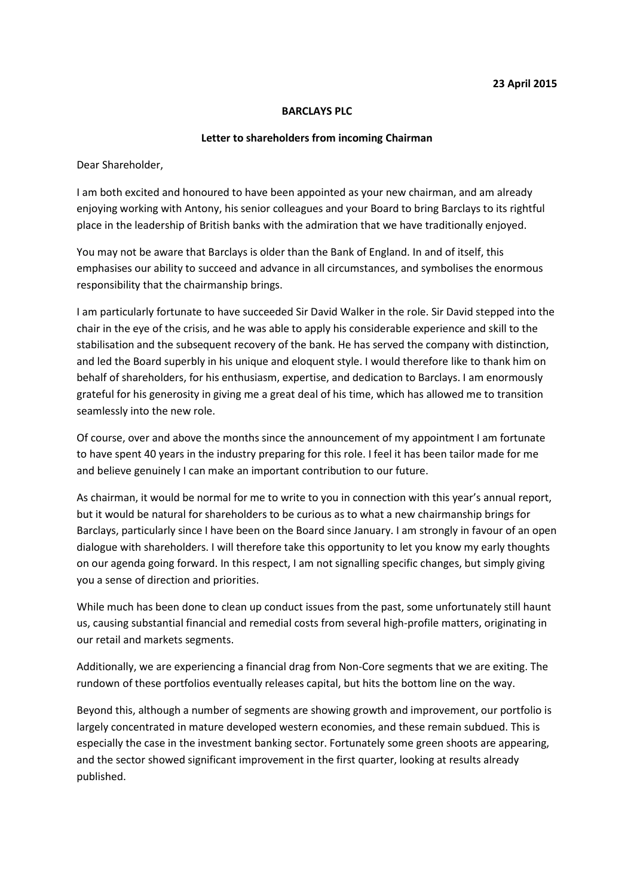**23 April 2015**

**BARCLAYS PLC**

**Letter to shareholders from incoming Chairman**

Dear Shareholder,

I am both excited and honoured to have been appointed as your new chairman, and am already enjoying working with Antony, his senior colleagues and your Board to bring Barclays to its rightful place in the leadership of British banks with the admiration that we have traditionally enjoyed.

You may not be aware that Barclays is older than the Bank of England. In and of itself, this emphasises our ability to succeed and advance in all circumstances, and symbolises the enormous responsibility that the chairmanship brings.

I am particularly fortunate to have succeeded Sir David Walker in the role. Sir David stepped into the chair in the eye of the crisis, and he was able to apply his considerable experience and skill to the stabilisation and the subsequent recovery of the bank. He has served the company with distinction, and led the Board superbly in his unique and eloquent style. I would therefore like to thank him on behalf of shareholders, for his enthusiasm, expertise, and dedication to Barclays. I am enormously grateful for his generosity in giving me a great deal of his time, which has allowed me to transition seamlessly into the new role.

Of course, over and above the months since the announcement of my appointment I am fortunate to have spent 40 years in the industry preparing for this role. I feel it has been tailor made for me and believe genuinely I can make an important contribution to our future.

As chairman, it would be normal for me to write to you in connection with this year's annual report, but it would be natural for shareholders to be curious as to what a new chairmanship brings for Barclays, particularly since I have been on the Board since January. I am strongly in favour of an open dialogue with shareholders. I will therefore take this opportunity to let you know my early thoughts on our agenda going forward. In this respect, I am not signalling specific changes, but simply giving you a sense of direction and priorities.

While much has been done to clean up conduct issues from the past, some unfortunately still haunt us, causing substantial financial and remedial costs from several high-profile matters, originating in our retail and markets segments.

Additionally, we are experiencing a financial drag from Non-Core segments that we are exiting. The rundown of these portfolios eventually releases capital, but hits the bottom line on the way.

Beyond this, although a number of segments are showing growth and improvement, our portfolio is largely concentrated in mature developed western economies, and these remain subdued. This is especially the case in the investment banking sector. Fortunately some green shoots are appearing, and the sector showed significant improvement in the first quarter, looking at results already published.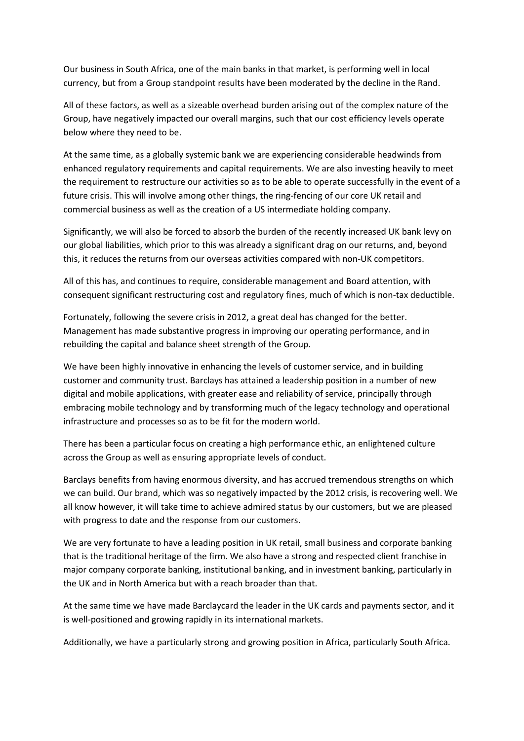Our business in South Africa, one of the main banks in that market, is performing well in local currency, but from a Group standpoint results have been moderated by the decline in the Rand.

All of these factors, as well as a sizeable overhead burden arising out of the complex nature of the Group, have negatively impacted our overall margins, such that our cost efficiency levels operate below where they need to be.

At the same time, as a globally systemic bank we are experiencing considerable headwinds from enhanced regulatory requirements and capital requirements. We are also investing heavily to meet the requirement to restructure our activities so as to be able to operate successfully in the event of a future crisis. This will involve among other things, the ring-fencing of our core UK retail and commercial business as well as the creation of a US intermediate holding company.

Significantly, we will also be forced to absorb the burden of the recently increased UK bank levy on our global liabilities, which prior to this was already a significant drag on our returns, and, beyond this, it reduces the returns from our overseas activities compared with non-UK competitors.

All of this has, and continues to require, considerable management and Board attention, with consequent significant restructuring cost and regulatory fines, much of which is non-tax deductible.

Fortunately, following the severe crisis in 2012, a great deal has changed for the better. Management has made substantive progress in improving our operating performance, and in rebuilding the capital and balance sheet strength of the Group.

We have been highly innovative in enhancing the levels of customer service, and in building customer and community trust. Barclays has attained a leadership position in a number of new digital and mobile applications, with greater ease and reliability of service, principally through embracing mobile technology and by transforming much of the legacy technology and operational infrastructure and processes so as to be fit for the modern world.

There has been a particular focus on creating a high performance ethic, an enlightened culture across the Group as well as ensuring appropriate levels of conduct.

Barclays benefits from having enormous diversity, and has accrued tremendous strengths on which we can build. Our brand, which was so negatively impacted by the 2012 crisis, is recovering well. We all know however, it will take time to achieve admired status by our customers, but we are pleased with progress to date and the response from our customers.

We are very fortunate to have a leading position in UK retail, small business and corporate banking that is the traditional heritage of the firm. We also have a strong and respected client franchise in major company corporate banking, institutional banking, and in investment banking, particularly in the UK and in North America but with a reach broader than that.

At the same time we have made Barclaycard the leader in the UK cards and payments sector, and it is well-positioned and growing rapidly in its international markets.

Additionally, we have a particularly strong and growing position in Africa, particularly South Africa.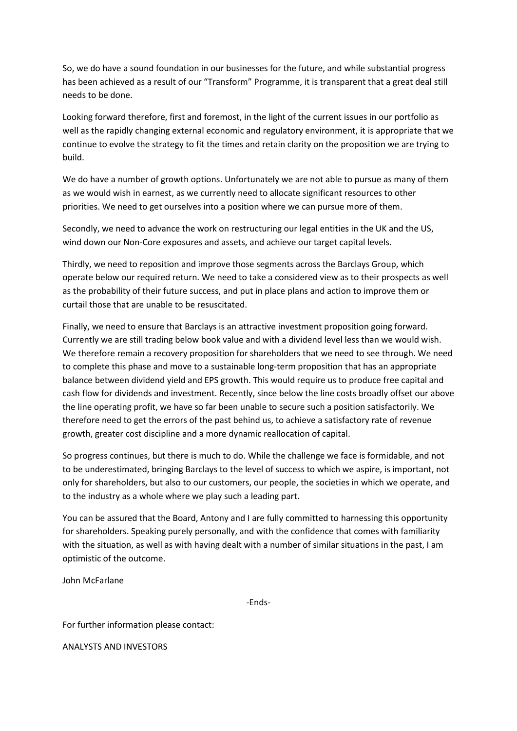So, we do have a sound foundation in our businesses for the future, and while substantial progress has been achieved as a result of our "Transform" Programme, it is transparent that a great deal still needs to be done.

Looking forward therefore, first and foremost, in the light of the current issues in our portfolio as well as the rapidly changing external economic and regulatory environment, it is appropriate that we continue to evolve the strategy to fit the times and retain clarity on the proposition we are trying to build.

We do have a number of growth options. Unfortunately we are not able to pursue as many of them as we would wish in earnest, as we currently need to allocate significant resources to other priorities. We need to get ourselves into a position where we can pursue more of them.

Secondly, we need to advance the work on restructuring our legal entities in the UK and the US, wind down our Non-Core exposures and assets, and achieve our target capital levels.

Thirdly, we need to reposition and improve those segments across the Barclays Group, which operate below our required return. We need to take a considered view as to their prospects as well as the probability of their future success, and put in place plans and action to improve them or curtail those that are unable to be resuscitated.

Finally, we need to ensure that Barclays is an attractive investment proposition going forward. Currently we are still trading below book value and with a dividend level less than we would wish. We therefore remain a recovery proposition for shareholders that we need to see through. We need to complete this phase and move to a sustainable long-term proposition that has an appropriate balance between dividend yield and EPS growth. This would require us to produce free capital and cash flow for dividends and investment. Recently, since below the line costs broadly offset our above the line operating profit, we have so far been unable to secure such a position satisfactorily. We therefore need to get the errors of the past behind us, to achieve a satisfactory rate of revenue growth, greater cost discipline and a more dynamic reallocation of capital.

So progress continues, but there is much to do. While the challenge we face is formidable, and not to be underestimated, bringing Barclays to the level of success to which we aspire, is important, not only for shareholders, but also to our customers, our people, the societies in which we operate, and to the industry as a whole where we play such a leading part.

You can be assured that the Board, Antony and I are fully committed to harnessing this opportunity for shareholders. Speaking purely personally, and with the confidence that comes with familiarity with the situation, as well as with having dealt with a number of similar situations in the past, I am optimistic of the outcome.

John McFarlane

-Ends-

For further information please contact:

ANALYSTS AND INVESTORS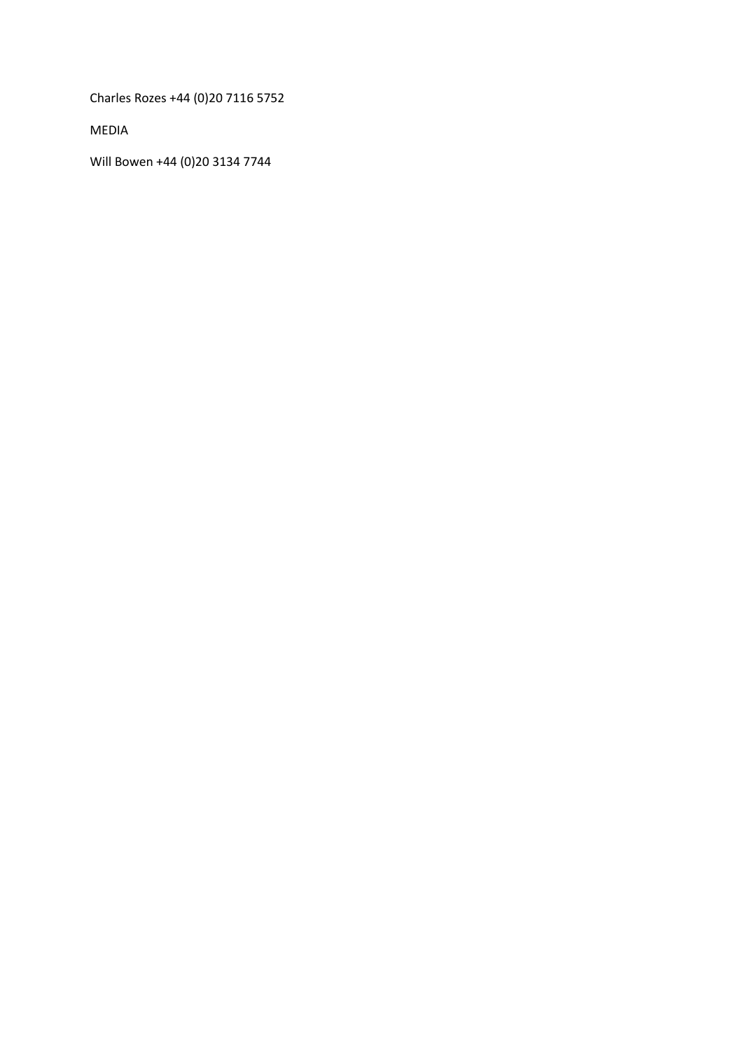Charles Rozes +44 (0)20 7116 5752

MEDIA

Will Bowen +44 (0)20 3134 7744